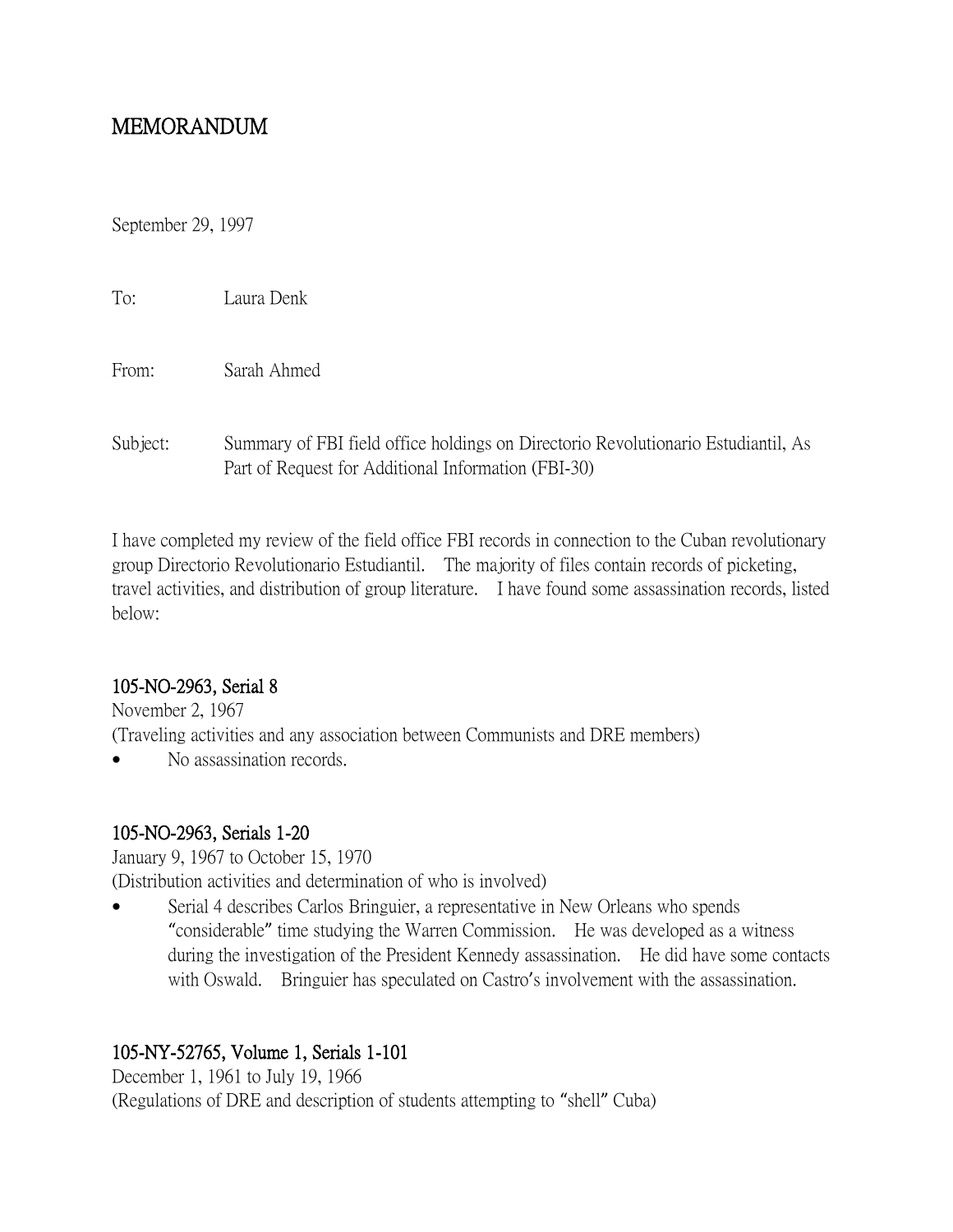# MEMORANDUM

September 29, 1997

To: Laura Denk

From: Sarah Ahmed

Subject: Summary of FBI field office holdings on Directorio Revolutionario Estudiantil, As Part of Request for Additional Information (FBI-30)

I have completed my review of the field office FBI records in connection to the Cuban revolutionary group Directorio Revolutionario Estudiantil. The majority of files contain records of picketing, travel activities, and distribution of group literature. I have found some assassination records, listed below:

**105-NO-2963, Serial 8**
November 2, 1967
(Traveling activities and any association between Communists and DRE members)

- No assassination records.

**105-NO-2963, Serials 1-20**
January 9, 1967 to October 15, 1970
(Distribution activities and determination of who is involved)

- Serial 4 describes Carlos Bringuier, a representative in New Orleans who spends "considerable" time studying the Warren Commission. He was developed as a witness during the investigation of the President Kennedy assassination. He did have some contacts with Oswald. Bringuier has speculated on Castro's involvement with the assassination.

**105-NY-52765, Volume 1, Serials 1-101**
December 1, 1961 to July 19, 1966
(Regulations of DRE and description of students attempting to "shell" Cuba)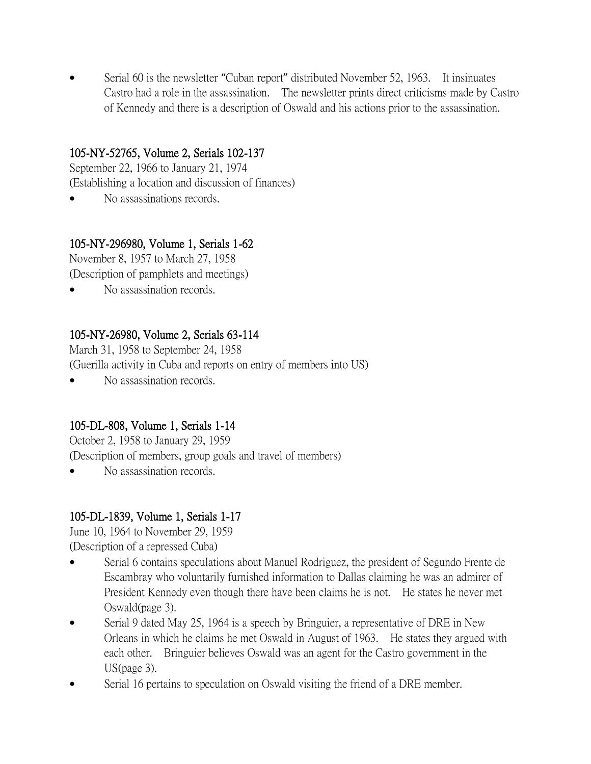- Serial 60 is the newsletter "Cuban report" distributed November 52, 1963. It insinuates Castro had a role in the assassination. The newsletter prints direct criticisms made by Castro of Kennedy and there is a description of Oswald and his actions prior to the assassination.

**105-NY-52765, Volume 2, Serials 102-137**
September 22, 1966 to January 21, 1974
(Establishing a location and discussion of finances)

- No assassinations records.

**105-NY-296980, Volume 1, Serials 1-62**
November 8, 1957 to March 27, 1958
(Description of pamphlets and meetings)

- No assassination records.

**105-NY-26980, Volume 2, Serials 63-114**
March 31, 1958 to September 24, 1958
(Guerilla activity in Cuba and reports on entry of members into US)

- No assassination records.

**105-DL-808, Volume 1, Serials 1-14**
October 2, 1958 to January 29, 1959
(Description of members, group goals and travel of members)

- No assassination records.

**105-DL-1839, Volume 1, Serials 1-17**
June 10, 1964 to November 29, 1959
(Description of a repressed Cuba)

- Serial 6 contains speculations about Manuel Rodriguez, the president of Segundo Frente de Escambray who voluntarily furnished information to Dallas claiming he was an admirer of President Kennedy even though there have been claims he is not. He states he never met Oswald(page 3).
- Serial 9 dated May 25, 1964 is a speech by Bringuier, a representative of DRE in New Orleans in which he claims he met Oswald in August of 1963. He states they argued with each other. Bringuier believes Oswald was an agent for the Castro government in the US(page 3).
- Serial 16 pertains to speculation on Oswald visiting the friend of a DRE member.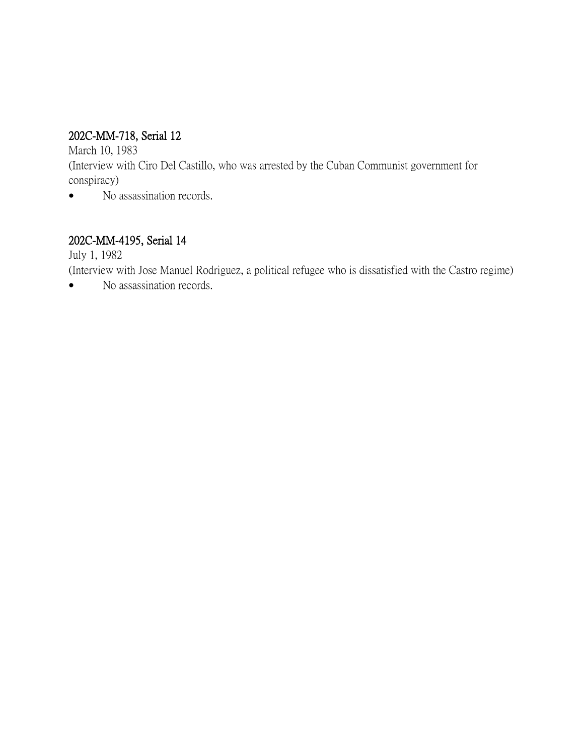**202C-MM-718, Serial 12**
March 10, 1983
(Interview with Ciro Del Castillo, who was arrested by the Cuban Communist government for conspiracy)

- No assassination records.

**202C-MM-4195, Serial 14**
July 1, 1982
(Interview with Jose Manuel Rodriguez, a political refugee who is dissatisfied with the Castro regime)

- No assassination records.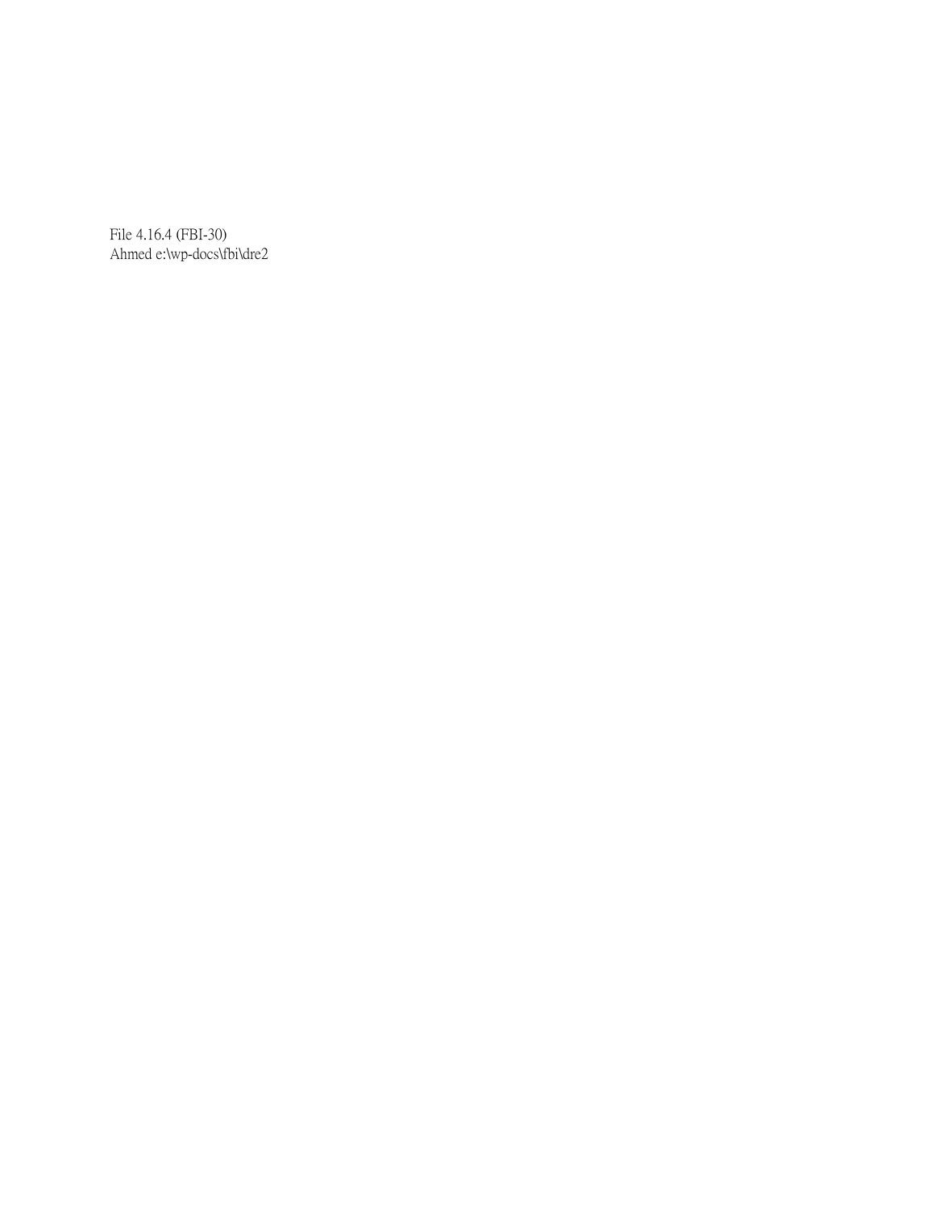File 4.16.4 (FBI-30)
Ahmed e:\wp-docs\fbi\dre2